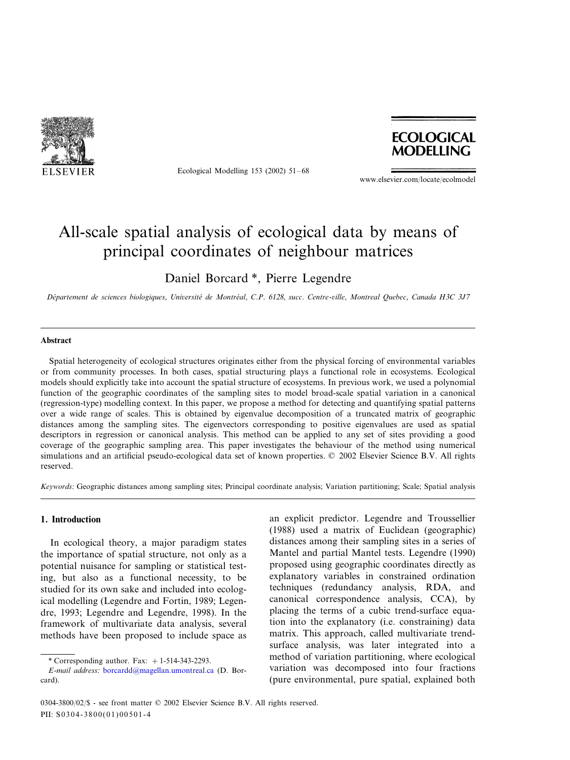// Ecological Modelling 153 (2002) 51–68

# All-scale spatial analysis of ecological data by means of principal coordinates of neighbour matrices

Daniel Borcard *, Pierre Legendre

*Département de sciences biologiques, Université de Montréal, C.P. 6128, succ. Centre-ville, Montreal Quebec, Canada H3C 3J7*

## Abstract

Spatial heterogeneity of ecological structures originates either from the physical forcing of environmental variables or from community processes. In both cases, spatial structuring plays a functional role in ecosystems. Ecological models should explicitly take into account the spatial structure of ecosystems. In previous work, we used a polynomial function of the geographic coordinates of the sampling sites to model broad-scale spatial variation in a canonical (regression-type) modelling context. In this paper, we propose a method for detecting and quantifying spatial patterns over a wide range of scales. This is obtained by eigenvalue decomposition of a truncated matrix of geographic distances among the sampling sites. The eigenvectors corresponding to positive eigenvalues are used as spatial descriptors in regression or canonical analysis. This method can be applied to any set of sites providing a good coverage of the geographic sampling area. This paper investigates the behaviour of the method using numerical simulations and an artificial pseudo-ecological data set of known properties. © 2002 Elsevier Science B.V. All rights reserved.

*Keywords:* Geographic distances among sampling sites; Principal coordinate analysis; Variation partitioning; Scale; Spatial analysis

## 1. Introduction

In ecological theory, a major paradigm states the importance of spatial structure, not only as a potential nuisance for sampling or statistical testing, but also as a functional necessity, to be studied for its own sake and included into ecological modelling (Legendre and Fortin, 1989; Legendre, 1993; Legendre and Legendre, 1998). In the framework of multivariate data analysis, several methods have been proposed to include space as an explicit predictor. Legendre and Troussellier (1988) used a matrix of Euclidean (geographic) distances among their sampling sites in a series of Mantel and partial Mantel tests. Legendre (1990) proposed using geographic coordinates directly as explanatory variables in constrained ordination techniques (redundancy analysis, RDA, and canonical correspondence analysis, CCA), by placing the terms of a cubic trend-surface equation into the explanatory (i.e. constraining) data matrix. This approach, called multivariate trend-surface analysis, was later integrated into a method of variation partitioning, where ecological variation was decomposed into four fractions (pure environmental, pure spatial, explained both

* Corresponding author. Fax: +1-514-343-2293.
*E-mail address:* borcardd@magellan.umontreal.ca (D. Borcard).

0304-3800/02/$ - see front matter © 2002 Elsevier Science B.V. All rights reserved.
PII: S0304-3800(01)00501-4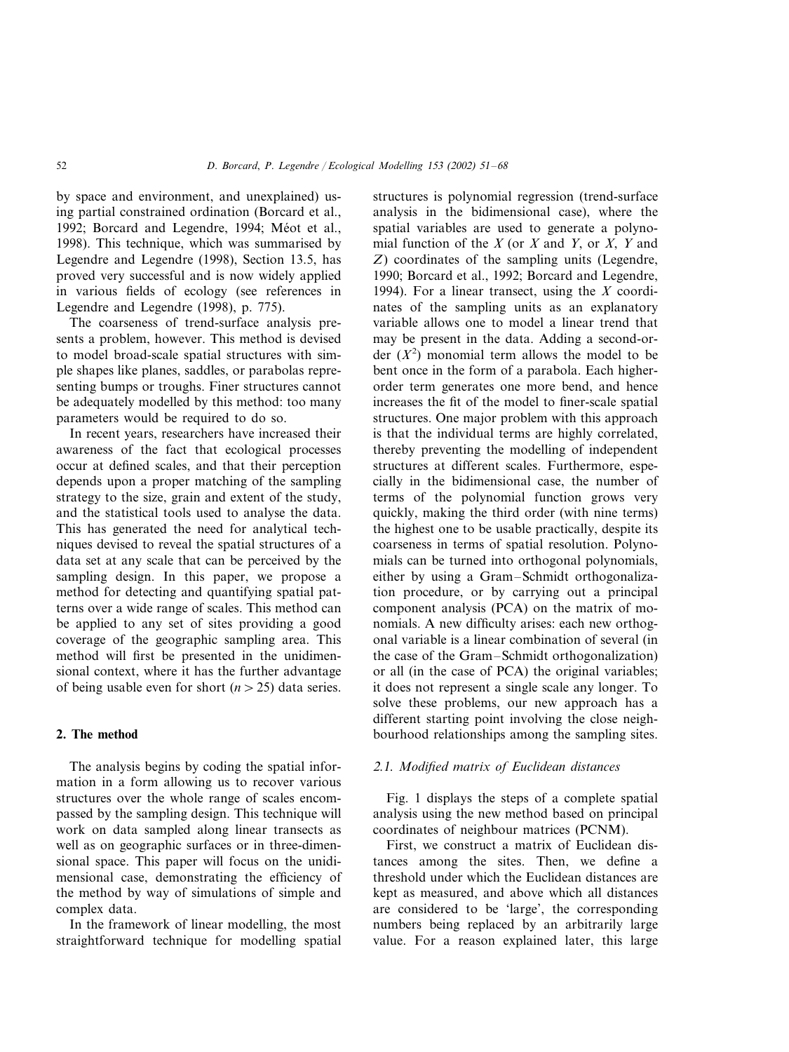by space and environment, and unexplained) using partial constrained ordination (Borcard et al., 1992; Borcard and Legendre, 1994; Méot et al., 1998). This technique, which was summarised by Legendre and Legendre (1998), Section 13.5, has proved very successful and is now widely applied in various fields of ecology (see references in Legendre and Legendre (1998), p. 775).

The coarseness of trend-surface analysis presents a problem, however. This method is devised to model broad-scale spatial structures with simple shapes like planes, saddles, or parabolas representing bumps or troughs. Finer structures cannot be adequately modelled by this method: too many parameters would be required to do so.

In recent years, researchers have increased their awareness of the fact that ecological processes occur at defined scales, and that their perception depends upon a proper matching of the sampling strategy to the size, grain and extent of the study, and the statistical tools used to analyse the data. This has generated the need for analytical techniques devised to reveal the spatial structures of a data set at any scale that can be perceived by the sampling design. In this paper, we propose a method for detecting and quantifying spatial patterns over a wide range of scales. This method can be applied to any set of sites providing a good coverage of the geographic sampling area. This method will first be presented in the unidimensional context, where it has the further advantage of being usable even for short ($n > 25$) data series.

## 2. The method

The analysis begins by coding the spatial information in a form allowing us to recover various structures over the whole range of scales encompassed by the sampling design. This technique will work on data sampled along linear transects as well as on geographic surfaces or in three-dimensional space. This paper will focus on the unidimensional case, demonstrating the efficiency of the method by way of simulations of simple and complex data.

In the framework of linear modelling, the most straightforward technique for modelling spatial structures is polynomial regression (trend-surface analysis in the bidimensional case), where the spatial variables are used to generate a polynomial function of the $X$ (or $X$ and $Y$, or $X$, $Y$ and $Z$) coordinates of the sampling units (Legendre, 1990; Borcard et al., 1992; Borcard and Legendre, 1994). For a linear transect, using the $X$ coordinates of the sampling units as an explanatory variable allows one to model a linear trend that may be present in the data. Adding a second-order ($X^2$) monomial term allows the model to be bent once in the form of a parabola. Each higher-order term generates one more bend, and hence increases the fit of the model to finer-scale spatial structures. One major problem with this approach is that the individual terms are highly correlated, thereby preventing the modelling of independent structures at different scales. Furthermore, especially in the bidimensional case, the number of terms of the polynomial function grows very quickly, making the third order (with nine terms) the highest one to be usable practically, despite its coarseness in terms of spatial resolution. Polynomials can be turned into orthogonal polynomials, either by using a Gram–Schmidt orthogonalization procedure, or by carrying out a principal component analysis (PCA) on the matrix of monomials. A new difficulty arises: each new orthogonal variable is a linear combination of several (in the case of the Gram–Schmidt orthogonalization) or all (in the case of PCA) the original variables; it does not represent a single scale any longer. To solve these problems, our new approach has a different starting point involving the close neighbourhood relationships among the sampling sites.

### 2.1. Modified matrix of Euclidean distances

Fig. 1 displays the steps of a complete spatial analysis using the new method based on principal coordinates of neighbour matrices (PCNM).

First, we construct a matrix of Euclidean distances among the sites. Then, we define a threshold under which the Euclidean distances are kept as measured, and above which all distances are considered to be 'large', the corresponding numbers being replaced by an arbitrarily large value. For a reason explained later, this large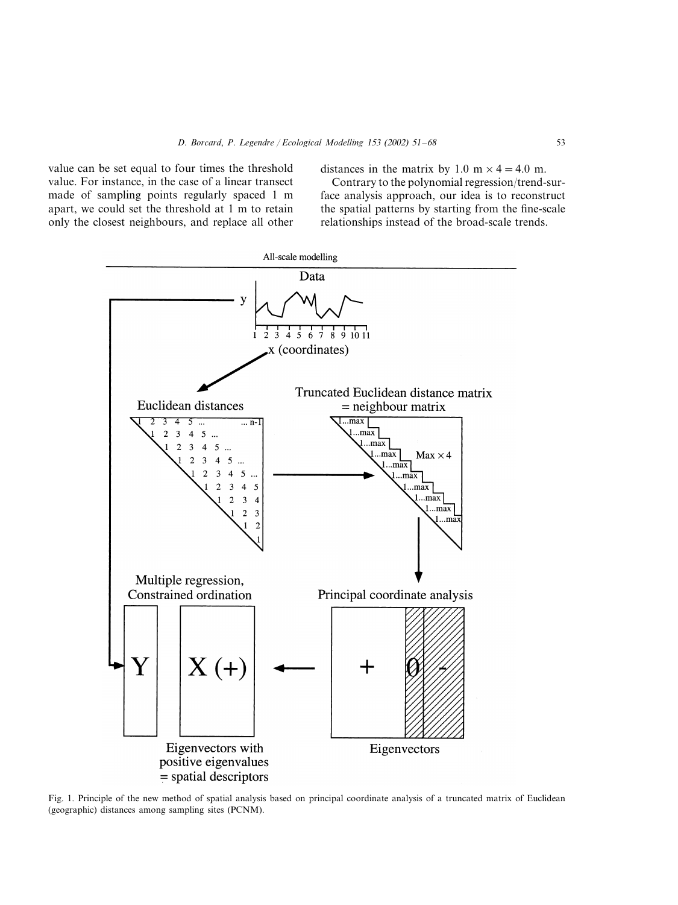value can be set equal to four times the threshold value. For instance, in the case of a linear transect made of sampling points regularly spaced 1 m apart, we could set the threshold at 1 m to retain only the closest neighbours, and replace all other distances in the matrix by $1.0 \text{ m} \times 4 = 4.0 \text{ m}$.

Contrary to the polynomial regression/trend-surface analysis approach, our idea is to reconstruct the spatial patterns by starting from the fine-scale relationships instead of the broad-scale trends.

Fig. 1. Principle of the new method of spatial analysis based on principal coordinate analysis of a truncated matrix of Euclidean (geographic) distances among sampling sites (PCNM).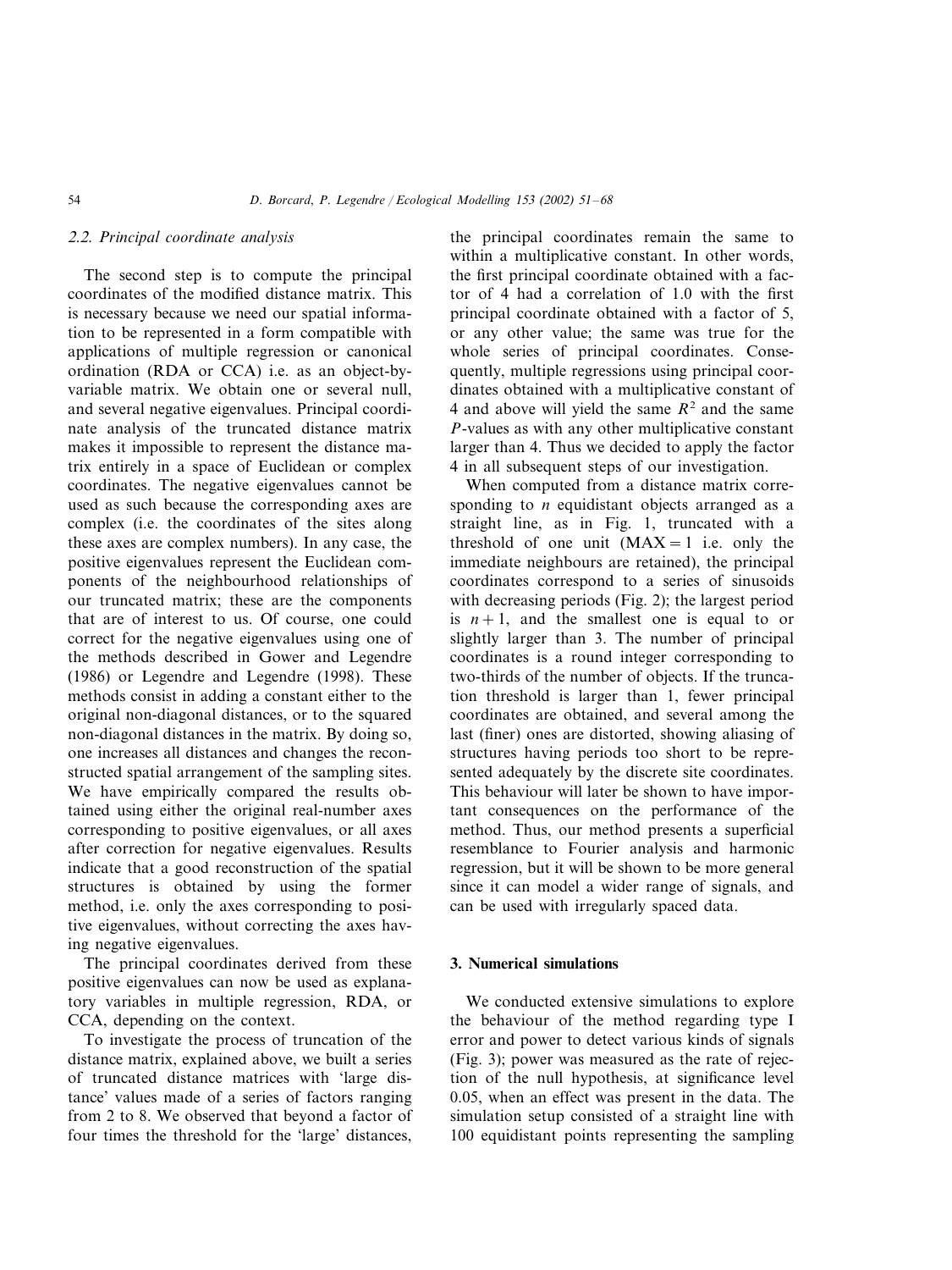### 2.2. Principal coordinate analysis

The second step is to compute the principal coordinates of the modified distance matrix. This is necessary because we need our spatial information to be represented in a form compatible with applications of multiple regression or canonical ordination (RDA or CCA) i.e. as an object-by-variable matrix. We obtain one or several null, and several negative eigenvalues. Principal coordinate analysis of the truncated distance matrix makes it impossible to represent the distance matrix entirely in a space of Euclidean or complex coordinates. The negative eigenvalues cannot be used as such because the corresponding axes are complex (i.e. the coordinates of the sites along these axes are complex numbers). In any case, the positive eigenvalues represent the Euclidean components of the neighbourhood relationships of our truncated matrix; these are the components that are of interest to us. Of course, one could correct for the negative eigenvalues using one of the methods described in Gower and Legendre (1986) or Legendre and Legendre (1998). These methods consist in adding a constant either to the original non-diagonal distances, or to the squared non-diagonal distances in the matrix. By doing so, one increases all distances and changes the reconstructed spatial arrangement of the sampling sites. We have empirically compared the results obtained using either the original real-number axes corresponding to positive eigenvalues, or all axes after correction for negative eigenvalues. Results indicate that a good reconstruction of the spatial structures is obtained by using the former method, i.e. only the axes corresponding to positive eigenvalues, without correcting the axes having negative eigenvalues.

The principal coordinates derived from these positive eigenvalues can now be used as explanatory variables in multiple regression, RDA, or CCA, depending on the context.

To investigate the process of truncation of the distance matrix, explained above, we built a series of truncated distance matrices with 'large distance' values made of a series of factors ranging from 2 to 8. We observed that beyond a factor of four times the threshold for the 'large' distances, the principal coordinates remain the same to within a multiplicative constant. In other words, the first principal coordinate obtained with a factor of 4 had a correlation of 1.0 with the first principal coordinate obtained with a factor of 5, or any other value; the same was true for the whole series of principal coordinates. Consequently, multiple regressions using principal coordinates obtained with a multiplicative constant of 4 and above will yield the same $R^2$ and the same $P$-values as with any other multiplicative constant larger than 4. Thus we decided to apply the factor 4 in all subsequent steps of our investigation.

When computed from a distance matrix corresponding to $n$ equidistant objects arranged as a straight line, as in Fig. 1, truncated with a threshold of one unit (MAX = 1 i.e. only the immediate neighbours are retained), the principal coordinates correspond to a series of sinusoids with decreasing periods (Fig. 2); the largest period is $n+1$, and the smallest one is equal to or slightly larger than 3. The number of principal coordinates is a round integer corresponding to two-thirds of the number of objects. If the truncation threshold is larger than 1, fewer principal coordinates are obtained, and several among the last (finer) ones are distorted, showing aliasing of structures having periods too short to be represented adequately by the discrete site coordinates. This behaviour will later be shown to have important consequences on the performance of the method. Thus, our method presents a superficial resemblance to Fourier analysis and harmonic regression, but it will be shown to be more general since it can model a wider range of signals, and can be used with irregularly spaced data.

## 3. Numerical simulations

We conducted extensive simulations to explore the behaviour of the method regarding type I error and power to detect various kinds of signals (Fig. 3); power was measured as the rate of rejection of the null hypothesis, at significance level 0.05, when an effect was present in the data. The simulation setup consisted of a straight line with 100 equidistant points representing the sampling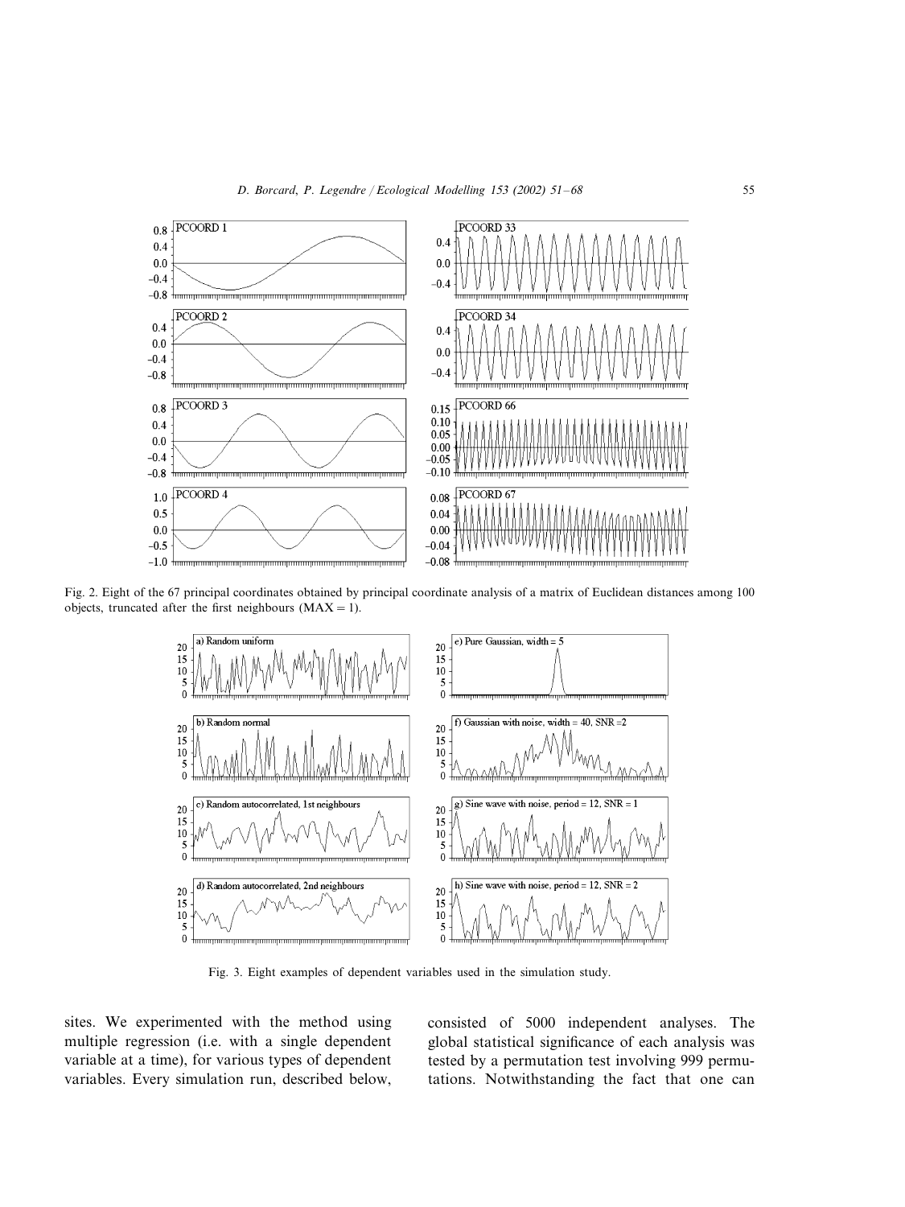Fig. 2. Eight of the 67 principal coordinates obtained by principal coordinate analysis of a matrix of Euclidean distances among 100 objects, truncated after the first neighbours (MAX = 1).

Fig. 3. Eight examples of dependent variables used in the simulation study.

sites. We experimented with the method using multiple regression (i.e. with a single dependent variable at a time), for various types of dependent variables. Every simulation run, described below, consisted of 5000 independent analyses. The global statistical significance of each analysis was tested by a permutation test involving 999 permutations. Notwithstanding the fact that one can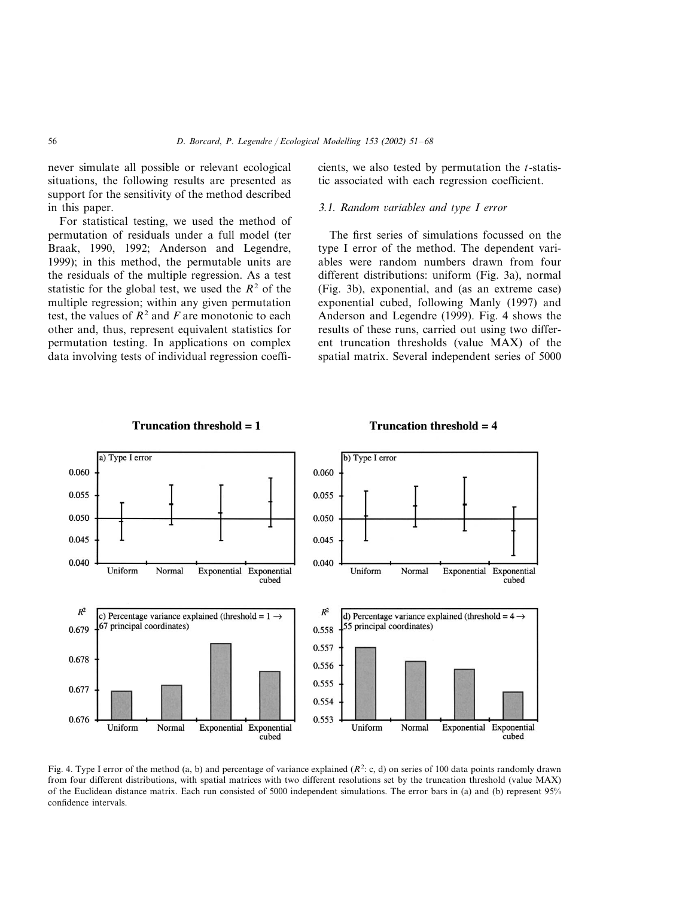never simulate all possible or relevant ecological situations, the following results are presented as support for the sensitivity of the method described in this paper.

For statistical testing, we used the method of permutation of residuals under a full model (ter Braak, 1990, 1992; Anderson and Legendre, 1999); in this method, the permutable units are the residuals of the multiple regression. As a test statistic for the global test, we used the $R^2$ of the multiple regression; within any given permutation test, the values of $R^2$ and $F$ are monotonic to each other and, thus, represent equivalent statistics for permutation testing. In applications on complex data involving tests of individual regression coefficients, we also tested by permutation the $t$-statistic associated with each regression coefficient.

### 3.1. Random variables and type I error

The first series of simulations focussed on the type I error of the method. The dependent variables were random numbers drawn from four different distributions: uniform (Fig. 3a), normal (Fig. 3b), exponential, and (as an extreme case) exponential cubed, following Manly (1997) and Anderson and Legendre (1999). Fig. 4 shows the results of these runs, carried out using two different truncation thresholds (value MAX) of the spatial matrix. Several independent series of 5000

Fig. 4. Type I error of the method (a, b) and percentage of variance explained ($R^2$: c, d) on series of 100 data points randomly drawn from four different distributions, with spatial matrices with two different resolutions set by the truncation threshold (value MAX) of the Euclidean distance matrix. Each run consisted of 5000 independent simulations. The error bars in (a) and (b) represent 95% confidence intervals.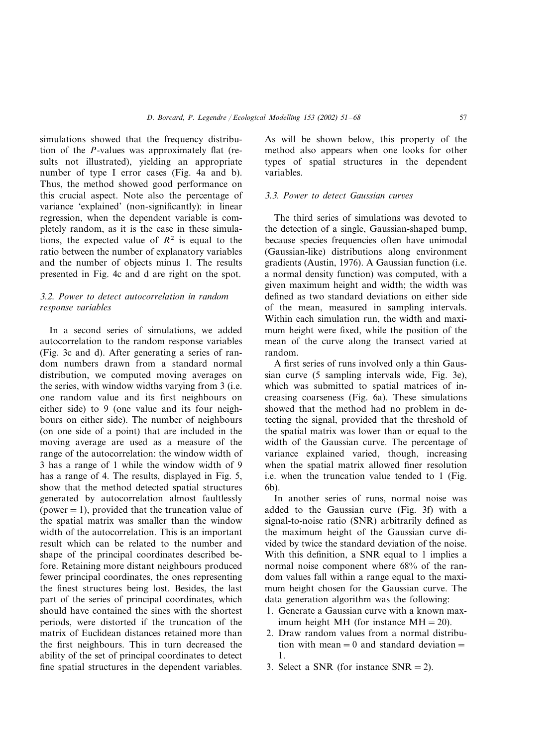simulations showed that the frequency distribution of the $P$-values was approximately flat (results not illustrated), yielding an appropriate number of type I error cases (Fig. 4a and b). Thus, the method showed good performance on this crucial aspect. Note also the percentage of variance 'explained' (non-significantly): in linear regression, when the dependent variable is completely random, as it is the case in these simulations, the expected value of $R^2$ is equal to the ratio between the number of explanatory variables and the number of objects minus 1. The results presented in Fig. 4c and d are right on the spot.

### 3.2. Power to detect autocorrelation in random response variables

In a second series of simulations, we added autocorrelation to the random response variables (Fig. 3c and d). After generating a series of random numbers drawn from a standard normal distribution, we computed moving averages on the series, with window widths varying from 3 (i.e. one random value and its first neighbours on either side) to 9 (one value and its four neighbours on either side). The number of neighbours (on one side of a point) that are included in the moving average are used as a measure of the range of the autocorrelation: the window width of 3 has a range of 1 while the window width of 9 has a range of 4. The results, displayed in Fig. 5, show that the method detected spatial structures generated by autocorrelation almost faultlessly (power = 1), provided that the truncation value of the spatial matrix was smaller than the window width of the autocorrelation. This is an important result which can be related to the number and shape of the principal coordinates described before. Retaining more distant neighbours produced fewer principal coordinates, the ones representing the finest structures being lost. Besides, the last part of the series of principal coordinates, which should have contained the sines with the shortest periods, were distorted if the truncation of the matrix of Euclidean distances retained more than the first neighbours. This in turn decreased the ability of the set of principal coordinates to detect fine spatial structures in the dependent variables. As will be shown below, this property of the method also appears when one looks for other types of spatial structures in the dependent variables.

### 3.3. Power to detect Gaussian curves

The third series of simulations was devoted to the detection of a single, Gaussian-shaped bump, because species frequencies often have unimodal (Gaussian-like) distributions along environment gradients (Austin, 1976). A Gaussian function (i.e. a normal density function) was computed, with a given maximum height and width; the width was defined as two standard deviations on either side of the mean, measured in sampling intervals. Within each simulation run, the width and maximum height were fixed, while the position of the mean of the curve along the transect varied at random.

A first series of runs involved only a thin Gaussian curve (5 sampling intervals wide, Fig. 3e), which was submitted to spatial matrices of increasing coarseness (Fig. 6a). These simulations showed that the method had no problem in detecting the signal, provided that the threshold of the spatial matrix was lower than or equal to the width of the Gaussian curve. The percentage of variance explained varied, though, increasing when the spatial matrix allowed finer resolution i.e. when the truncation value tended to 1 (Fig. 6b).

In another series of runs, normal noise was added to the Gaussian curve (Fig. 3f) with a signal-to-noise ratio (SNR) arbitrarily defined as the maximum height of the Gaussian curve divided by twice the standard deviation of the noise. With this definition, a SNR equal to 1 implies a normal noise component where 68% of the random values fall within a range equal to the maximum height chosen for the Gaussian curve. The data generation algorithm was the following:

1. Generate a Gaussian curve with a known maximum height MH (for instance MH = 20).
2. Draw random values from a normal distribution with mean = 0 and standard deviation = 1.
3. Select a SNR (for instance SNR = 2).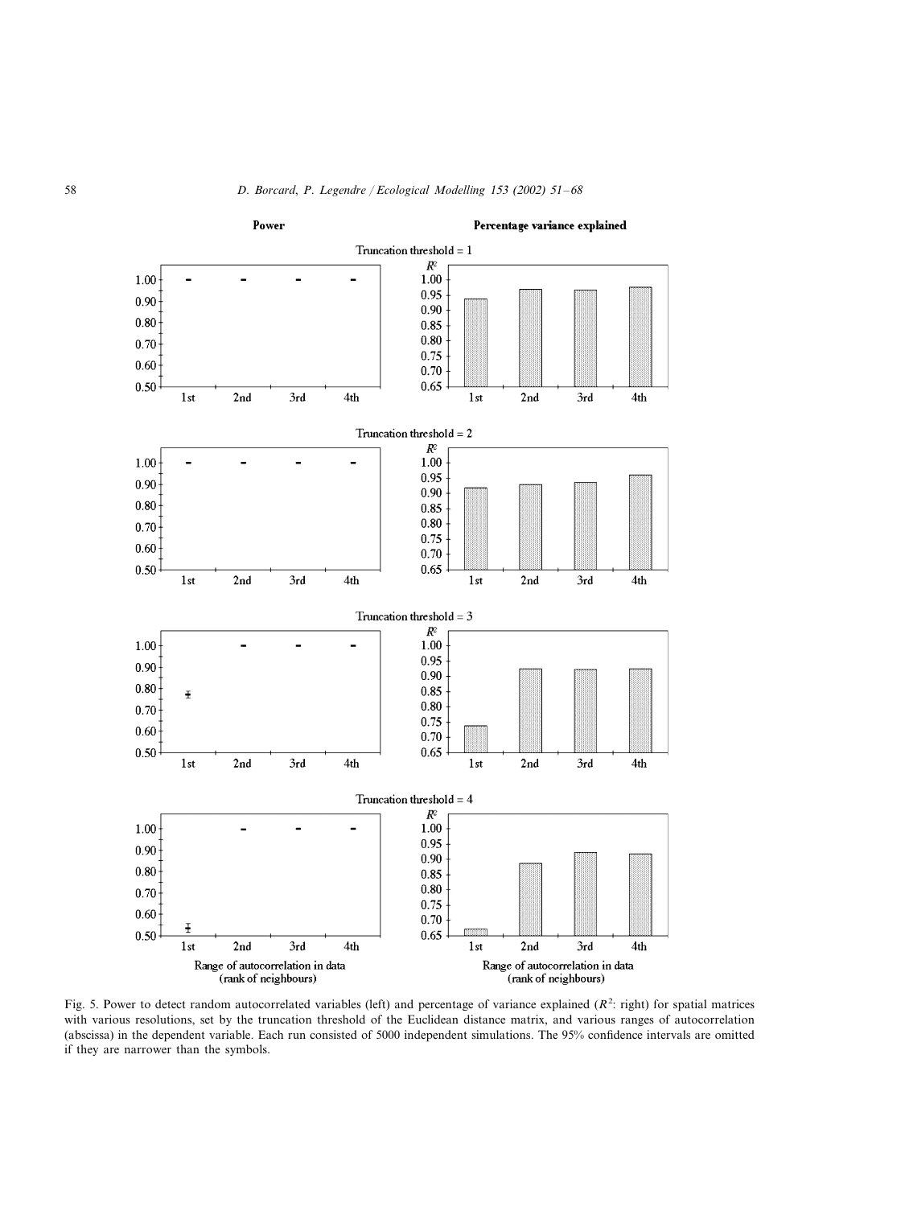**Power**

**Percentage variance explained**

Truncation threshold = 1

Truncation threshold = 2

Truncation threshold = 3

Truncation threshold = 4

Range of autocorrelation in data (rank of neighbours)

Range of autocorrelation in data (rank of neighbours)

Fig. 5. Power to detect random autocorrelated variables (left) and percentage of variance explained ($R^2$: right) for spatial matrices with various resolutions, set by the truncation threshold of the Euclidean distance matrix, and various ranges of autocorrelation (abscissa) in the dependent variable. Each run consisted of 5000 independent simulations. The 95% confidence intervals are omitted if they are narrower than the symbols.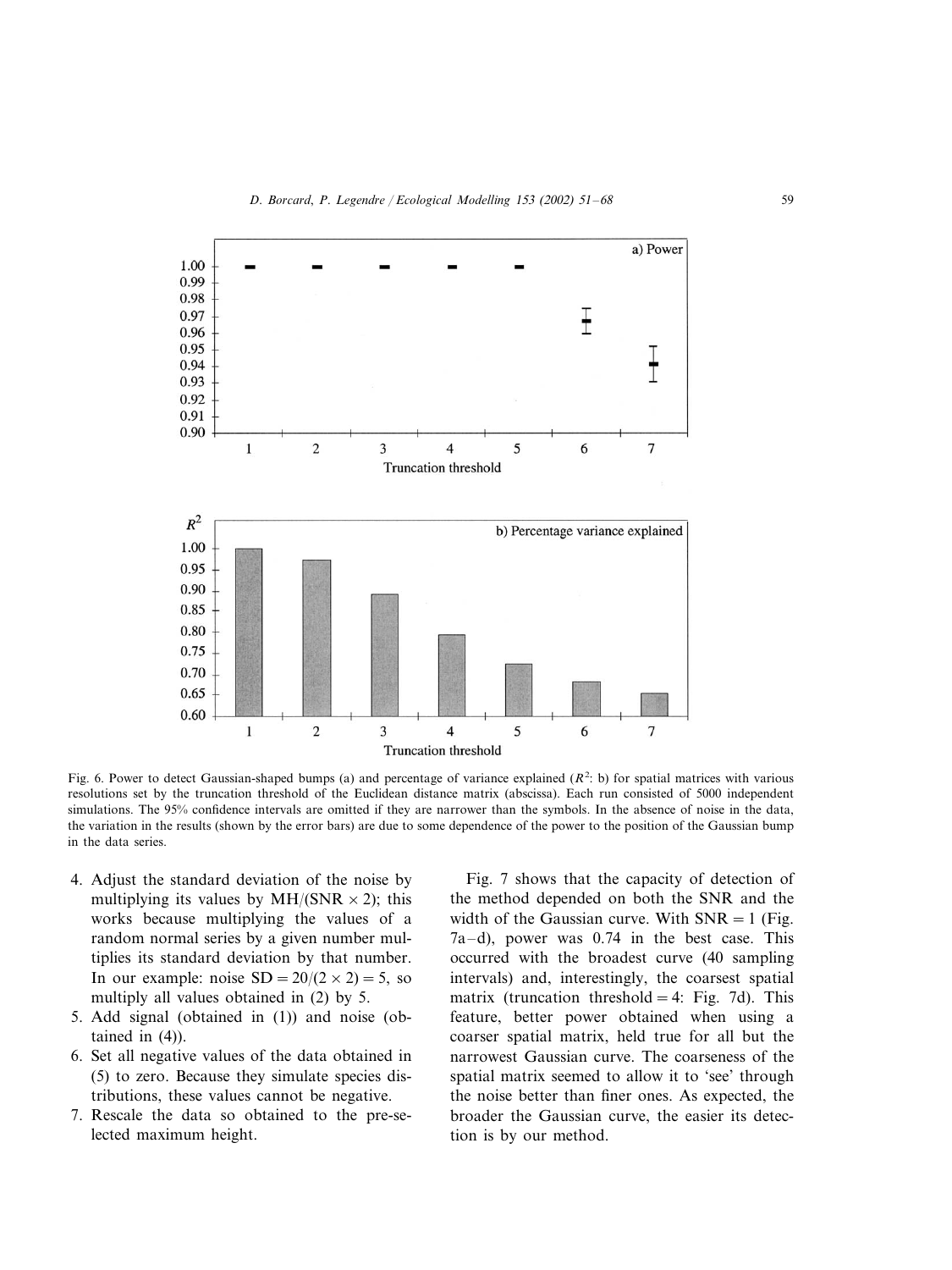Fig. 6. Power to detect Gaussian-shaped bumps (a) and percentage of variance explained ($R^2$: b) for spatial matrices with various resolutions set by the truncation threshold of the Euclidean distance matrix (abscissa). Each run consisted of 5000 independent simulations. The 95% confidence intervals are omitted if they are narrower than the symbols. In the absence of noise in the data, the variation in the results (shown by the error bars) are due to some dependence of the power to the position of the Gaussian bump in the data series.

4. Adjust the standard deviation of the noise by multiplying its values by MH/(SNR × 2); this works because multiplying the values of a random normal series by a given number multiplies its standard deviation by that number. In our example: noise SD = 20/(2 × 2) = 5, so multiply all values obtained in (2) by 5.
5. Add signal (obtained in (1)) and noise (obtained in (4)).
6. Set all negative values of the data obtained in (5) to zero. Because they simulate species distributions, these values cannot be negative.
7. Rescale the data so obtained to the pre-selected maximum height.

Fig. 7 shows that the capacity of detection of the method depended on both the SNR and the width of the Gaussian curve. With SNR = 1 (Fig. 7a–d), power was 0.74 in the best case. This occurred with the broadest curve (40 sampling intervals) and, interestingly, the coarsest spatial matrix (truncation threshold = 4: Fig. 7d). This feature, better power obtained when using a coarser spatial matrix, held true for all but the narrowest Gaussian curve. The coarseness of the spatial matrix seemed to allow it to 'see' through the noise better than finer ones. As expected, the broader the Gaussian curve, the easier its detection is by our method.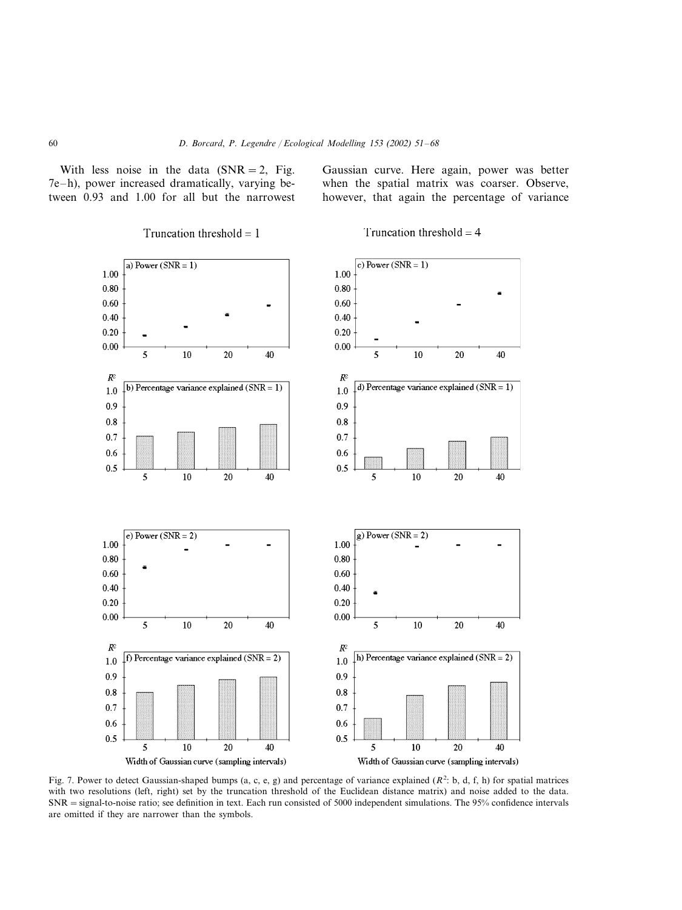With less noise in the data (SNR = 2, Fig. 7e–h), power increased dramatically, varying between 0.93 and 1.00 for all but the narrowest Gaussian curve. Here again, power was better when the spatial matrix was coarser. Observe, however, that again the percentage of variance

Fig. 7. Power to detect Gaussian-shaped bumps (a, c, e, g) and percentage of variance explained ($R^2$: b, d, f, h) for spatial matrices with two resolutions (left, right) set by the truncation threshold of the Euclidean distance matrix) and noise added to the data. SNR = signal-to-noise ratio; see definition in text. Each run consisted of 5000 independent simulations. The 95% confidence intervals are omitted if they are narrower than the symbols.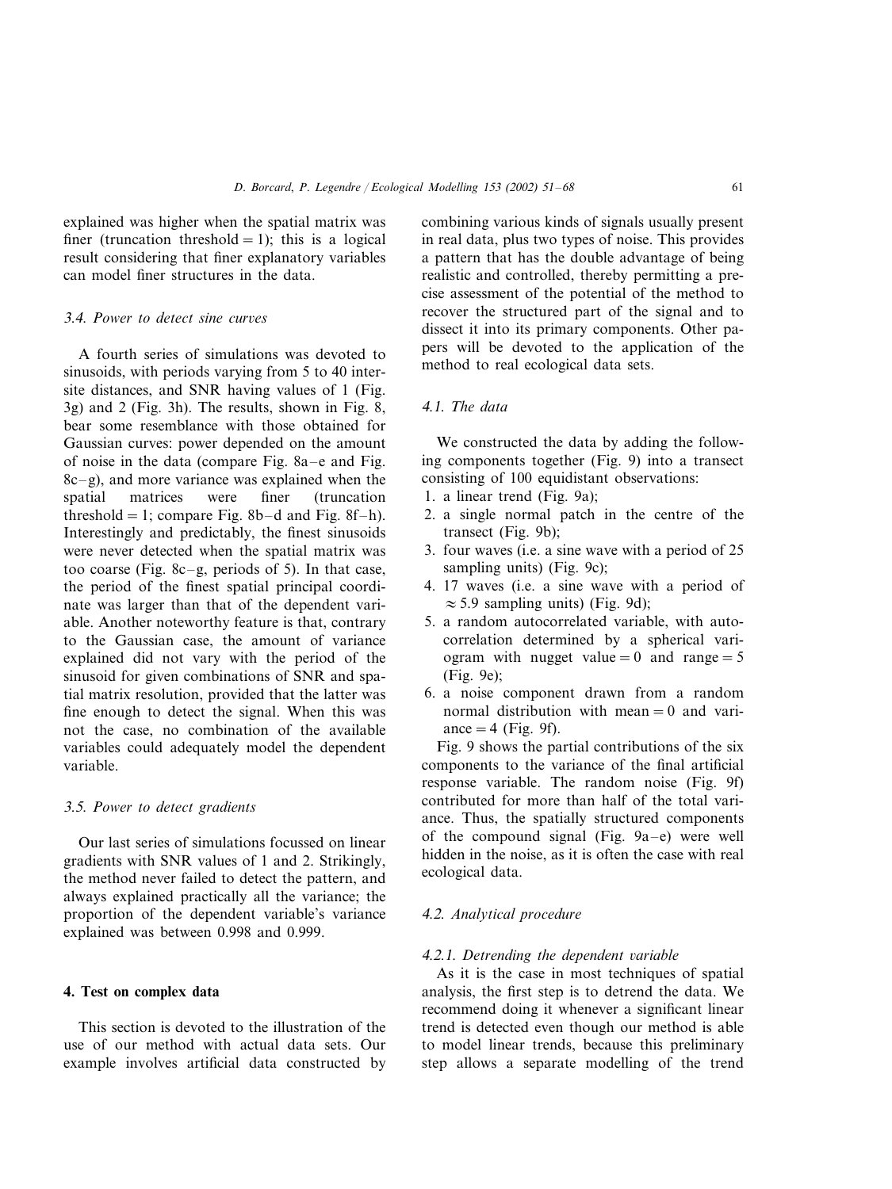explained was higher when the spatial matrix was finer (truncation threshold = 1); this is a logical result considering that finer explanatory variables can model finer structures in the data.

### 3.4. Power to detect sine curves

A fourth series of simulations was devoted to sinusoids, with periods varying from 5 to 40 intersite distances, and SNR having values of 1 (Fig. 3g) and 2 (Fig. 3h). The results, shown in Fig. 8, bear some resemblance with those obtained for Gaussian curves: power depended on the amount of noise in the data (compare Fig. 8a–e and Fig. 8c–g), and more variance was explained when the spatial matrices were finer (truncation threshold = 1; compare Fig. 8b–d and Fig. 8f–h). Interestingly and predictably, the finest sinusoids were never detected when the spatial matrix was too coarse (Fig. 8c–g, periods of 5). In that case, the period of the finest spatial principal coordinate was larger than that of the dependent variable. Another noteworthy feature is that, contrary to the Gaussian case, the amount of variance explained did not vary with the period of the sinusoid for given combinations of SNR and spatial matrix resolution, provided that the latter was fine enough to detect the signal. When this was not the case, no combination of the available variables could adequately model the dependent variable.

### 3.5. Power to detect gradients

Our last series of simulations focussed on linear gradients with SNR values of 1 and 2. Strikingly, the method never failed to detect the pattern, and always explained practically all the variance; the proportion of the dependent variable's variance explained was between 0.998 and 0.999.

## 4. Test on complex data

This section is devoted to the illustration of the use of our method with actual data sets. Our example involves artificial data constructed by combining various kinds of signals usually present in real data, plus two types of noise. This provides a pattern that has the double advantage of being realistic and controlled, thereby permitting a precise assessment of the potential of the method to recover the structured part of the signal and to dissect it into its primary components. Other papers will be devoted to the application of the method to real ecological data sets.

### 4.1. The data

We constructed the data by adding the following components together (Fig. 9) into a transect consisting of 100 equidistant observations:

1. a linear trend (Fig. 9a);
2. a single normal patch in the centre of the transect (Fig. 9b);
3. four waves (i.e. a sine wave with a period of 25 sampling units) (Fig. 9c);
4. 17 waves (i.e. a sine wave with a period of $\approx 5.9$ sampling units) (Fig. 9d);
5. a random autocorrelated variable, with autocorrelation determined by a spherical variogram with nugget value = 0 and range = 5 (Fig. 9e);
6. a noise component drawn from a random normal distribution with mean = 0 and variance = 4 (Fig. 9f).

Fig. 9 shows the partial contributions of the six components to the variance of the final artificial response variable. The random noise (Fig. 9f) contributed for more than half of the total variance. Thus, the spatially structured components of the compound signal (Fig. 9a–e) were well hidden in the noise, as it is often the case with real ecological data.

### 4.2. Analytical procedure

#### 4.2.1. Detrending the dependent variable

As it is the case in most techniques of spatial analysis, the first step is to detrend the data. We recommend doing it whenever a significant linear trend is detected even though our method is able to model linear trends, because this preliminary step allows a separate modelling of the trend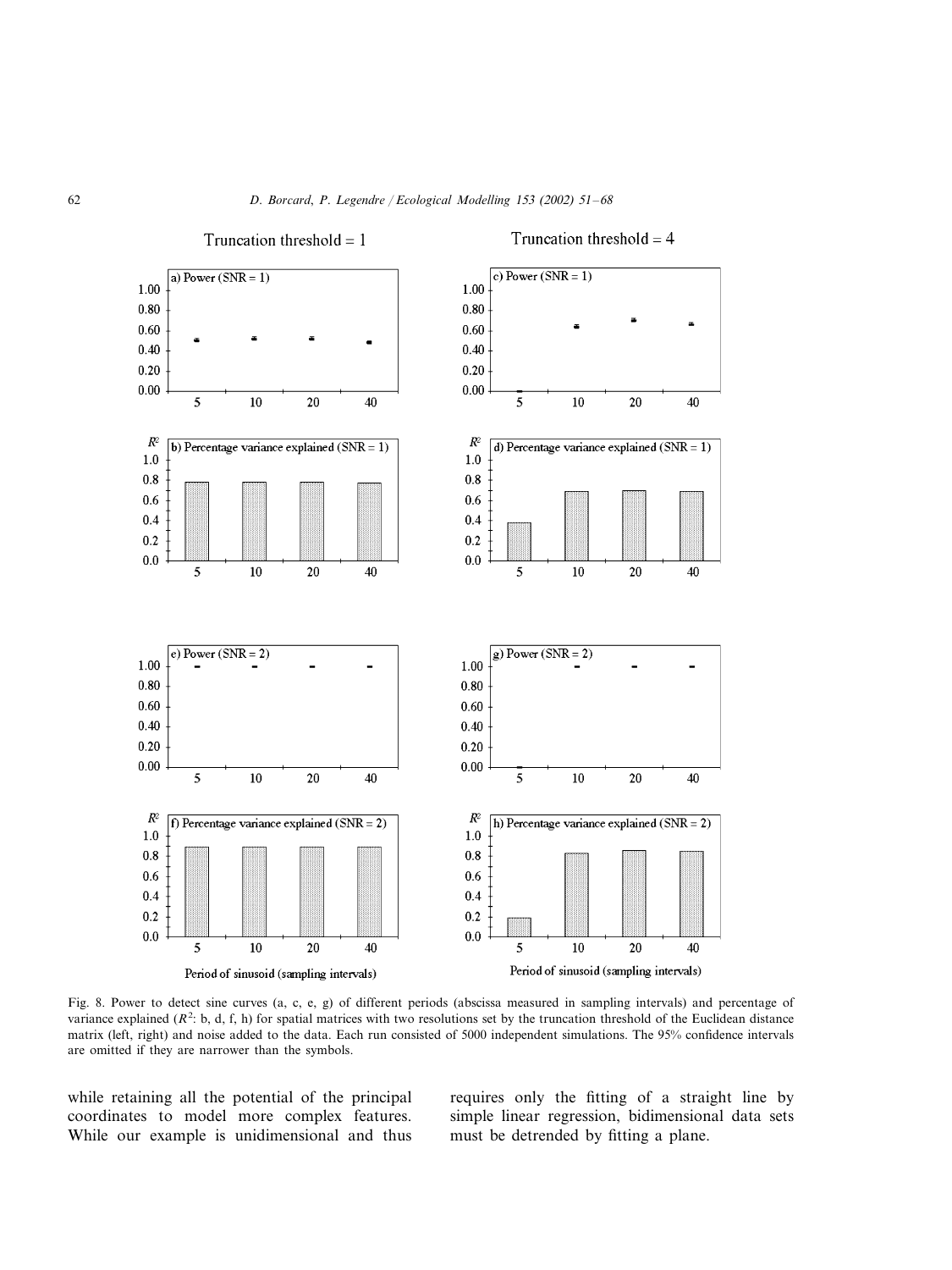Fig. 8. Power to detect sine curves (a, c, e, g) of different periods (abscissa measured in sampling intervals) and percentage of variance explained ($R^2$: b, d, f, h) for spatial matrices with two resolutions set by the truncation threshold of the Euclidean distance matrix (left, right) and noise added to the data. Each run consisted of 5000 independent simulations. The 95% confidence intervals are omitted if they are narrower than the symbols.

while retaining all the potential of the principal coordinates to model more complex features. While our example is unidimensional and thus requires only the fitting of a straight line by simple linear regression, bidimensional data sets must be detrended by fitting a plane.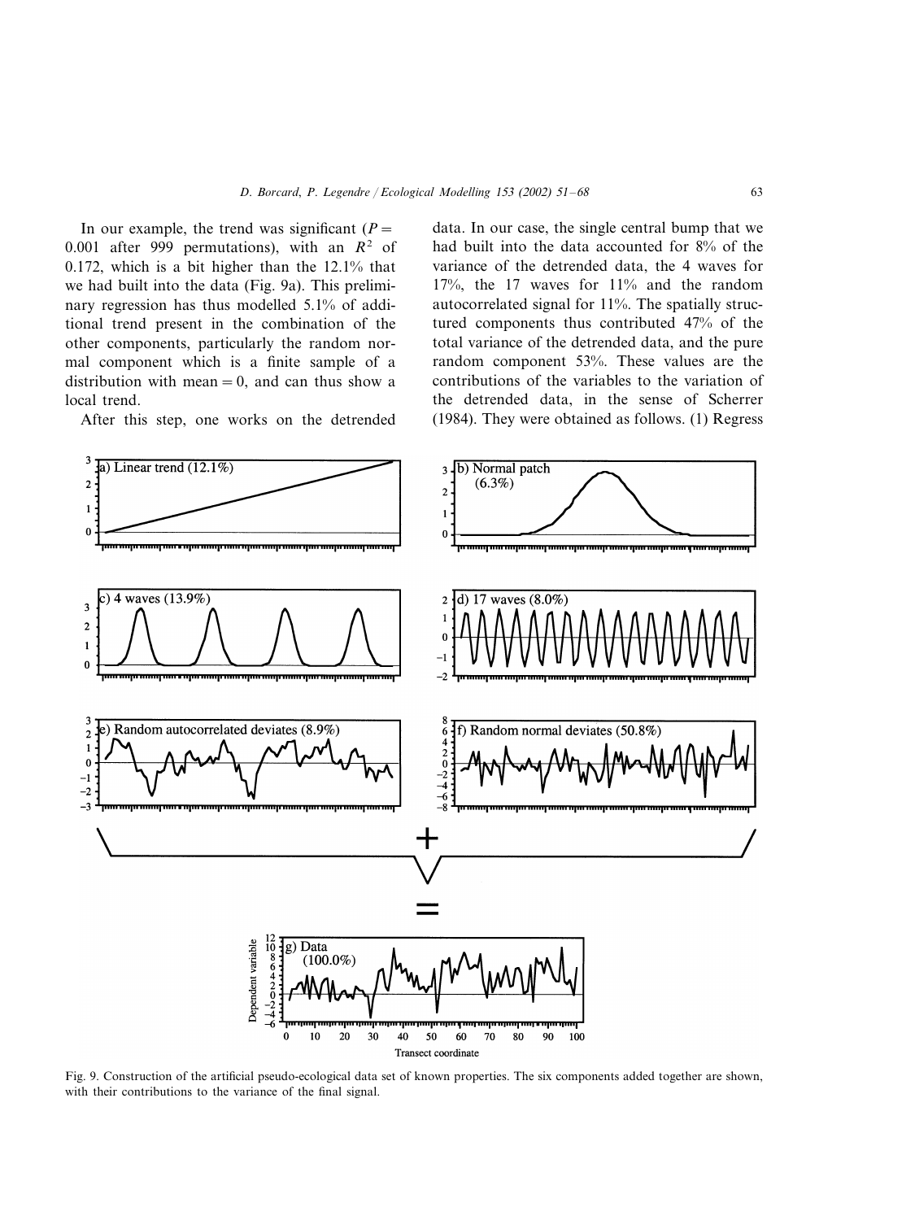In our example, the trend was significant ($P = 0.001$ after 999 permutations), with an $R^2$ of 0.172, which is a bit higher than the 12.1% that we had built into the data (Fig. 9a). This preliminary regression has thus modelled 5.1% of additional trend present in the combination of the other components, particularly the random normal component which is a finite sample of a distribution with mean = 0, and can thus show a local trend.

After this step, one works on the detrended data. In our case, the single central bump that we had built into the data accounted for 8% of the variance of the detrended data, the 4 waves for 17%, the 17 waves for 11% and the random autocorrelated signal for 11%. The spatially structured components thus contributed 47% of the total variance of the detrended data, and the pure random component 53%. These values are the contributions of the variables to the variation of the detrended data, in the sense of Scherrer (1984). They were obtained as follows. (1) Regress

Fig. 9. Construction of the artificial pseudo-ecological data set of known properties. The six components added together are shown, with their contributions to the variance of the final signal.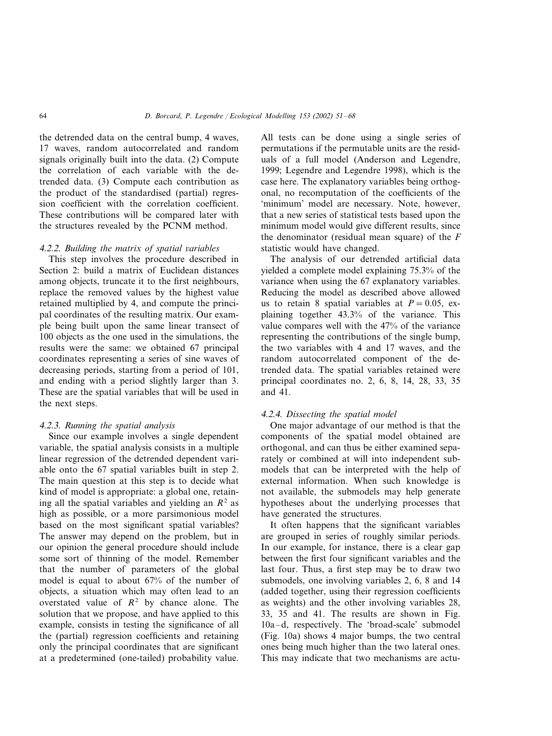the detrended data on the central bump, 4 waves, 17 waves, random autocorrelated and random signals originally built into the data. (2) Compute the correlation of each variable with the detrended data. (3) Compute each contribution as the product of the standardised (partial) regression coefficient with the correlation coefficient. These contributions will be compared later with the structures revealed by the PCNM method.

#### *4.2.2. Building the matrix of spatial variables*

This step involves the procedure described in Section 2: build a matrix of Euclidean distances among objects, truncate it to the first neighbours, replace the removed values by the highest value retained multiplied by 4, and compute the principal coordinates of the resulting matrix. Our example being built upon the same linear transect of 100 objects as the one used in the simulations, the results were the same: we obtained 67 principal coordinates representing a series of sine waves of decreasing periods, starting from a period of 101, and ending with a period slightly larger than 3. These are the spatial variables that will be used in the next steps.

#### *4.2.3. Running the spatial analysis*

Since our example involves a single dependent variable, the spatial analysis consists in a multiple linear regression of the detrended dependent variable onto the 67 spatial variables built in step 2. The main question at this step is to decide what kind of model is appropriate: a global one, retaining all the spatial variables and yielding an $R^2$ as high as possible, or a more parsimonious model based on the most significant spatial variables? The answer may depend on the problem, but in our opinion the general procedure should include some sort of thinning of the model. Remember that the number of parameters of the global model is equal to about 67% of the number of objects, a situation which may often lead to an overstated value of $R^2$ by chance alone. The solution that we propose, and have applied to this example, consists in testing the significance of all the (partial) regression coefficients and retaining only the principal coordinates that are significant at a predetermined (one-tailed) probability value. All tests can be done using a single series of permutations if the permutable units are the residuals of a full model (Anderson and Legendre, 1999; Legendre and Legendre 1998), which is the case here. The explanatory variables being orthogonal, no recomputation of the coefficients of the 'minimum' model are necessary. Note, however, that a new series of statistical tests based upon the minimum model would give different results, since the denominator (residual mean square) of the $F$ statistic would have changed.

The analysis of our detrended artificial data yielded a complete model explaining 75.3% of the variance when using the 67 explanatory variables. Reducing the model as described above allowed us to retain 8 spatial variables at $P = 0.05$, explaining together 43.3% of the variance. This value compares well with the 47% of the variance representing the contributions of the single bump, the two variables with 4 and 17 waves, and the random autocorrelated component of the detrended data. The spatial variables retained were principal coordinates no. 2, 6, 8, 14, 28, 33, 35 and 41.

#### *4.2.4. Dissecting the spatial model*

One major advantage of our method is that the components of the spatial model obtained are orthogonal, and can thus be either examined separately or combined at will into independent submodels that can be interpreted with the help of external information. When such knowledge is not available, the submodels may help generate hypotheses about the underlying processes that have generated the structures.

It often happens that the significant variables are grouped in series of roughly similar periods. In our example, for instance, there is a clear gap between the first four significant variables and the last four. Thus, a first step may be to draw two submodels, one involving variables 2, 6, 8 and 14 (added together, using their regression coefficients as weights) and the other involving variables 28, 33, 35 and 41. The results are shown in Fig. 10a–d, respectively. The 'broad-scale' submodel (Fig. 10a) shows 4 major bumps, the two central ones being much higher than the two lateral ones. This may indicate that two mechanisms are actu-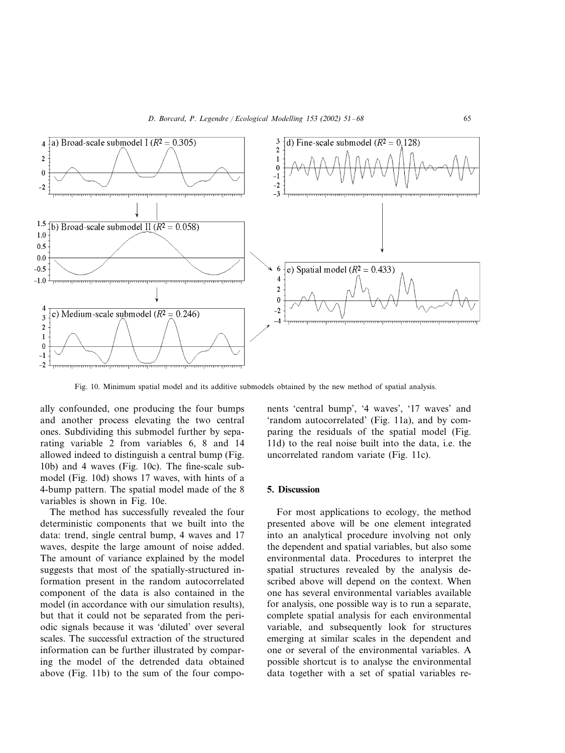Fig. 10. Minimum spatial model and its additive submodels obtained by the new method of spatial analysis.

ally confounded, one producing the four bumps and another process elevating the two central ones. Subdividing this submodel further by separating variable 2 from variables 6, 8 and 14 allowed indeed to distinguish a central bump (Fig. 10b) and 4 waves (Fig. 10c). The fine-scale submodel (Fig. 10d) shows 17 waves, with hints of a 4-bump pattern. The spatial model made of the 8 variables is shown in Fig. 10e.

The method has successfully revealed the four deterministic components that we built into the data: trend, single central bump, 4 waves and 17 waves, despite the large amount of noise added. The amount of variance explained by the model suggests that most of the spatially-structured information present in the random autocorrelated component of the data is also contained in the model (in accordance with our simulation results), but that it could not be separated from the periodic signals because it was 'diluted' over several scales. The successful extraction of the structured information can be further illustrated by comparing the model of the detrended data obtained above (Fig. 11b) to the sum of the four components 'central bump', '4 waves', '17 waves' and 'random autocorrelated' (Fig. 11a), and by comparing the residuals of the spatial model (Fig. 11d) to the real noise built into the data, i.e. the uncorrelated random variate (Fig. 11c).

## 5. Discussion

For most applications to ecology, the method presented above will be one element integrated into an analytical procedure involving not only the dependent and spatial variables, but also some environmental data. Procedures to interpret the spatial structures revealed by the analysis described above will depend on the context. When one has several environmental variables available for analysis, one possible way is to run a separate, complete spatial analysis for each environmental variable, and subsequently look for structures emerging at similar scales in the dependent and one or several of the environmental variables. A possible shortcut is to analyse the environmental data together with a set of spatial variables re-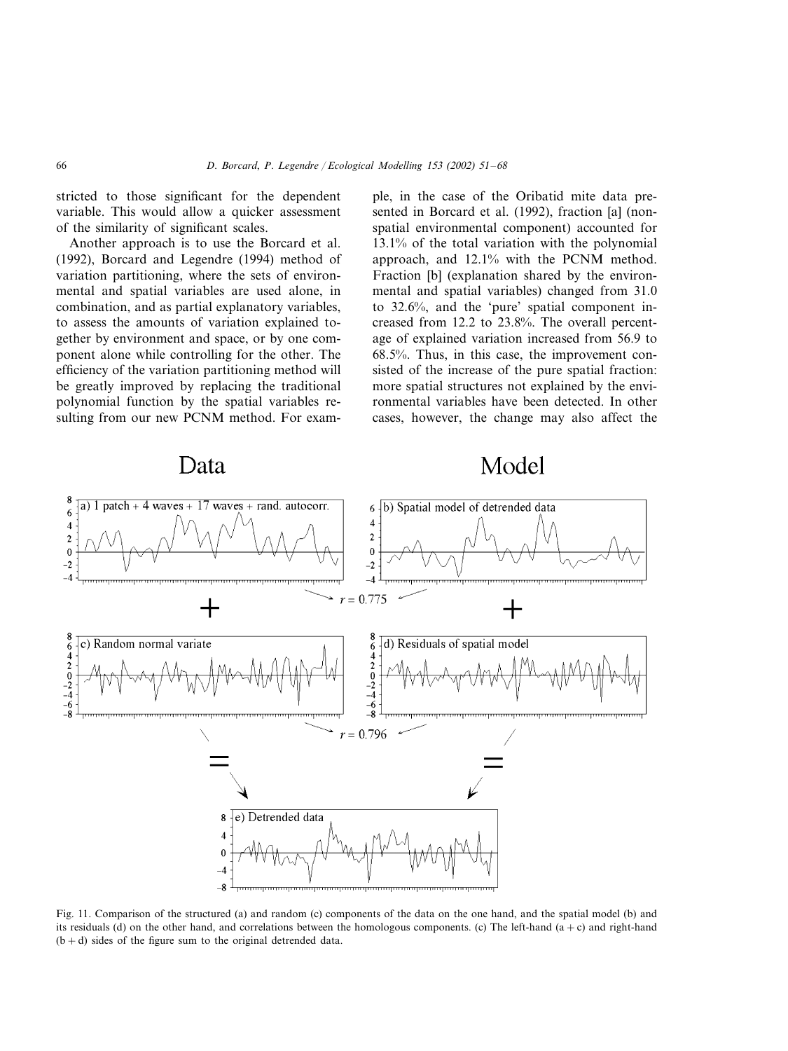stricted to those significant for the dependent variable. This would allow a quicker assessment of the similarity of significant scales.

Another approach is to use the Borcard et al. (1992), Borcard and Legendre (1994) method of variation partitioning, where the sets of environmental and spatial variables are used alone, in combination, and as partial explanatory variables, to assess the amounts of variation explained together by environment and space, or by one component alone while controlling for the other. The efficiency of the variation partitioning method will be greatly improved by replacing the traditional polynomial function by the spatial variables resulting from our new PCNM method. For example, in the case of the Oribatid mite data presented in Borcard et al. (1992), fraction [a] (non-spatial environmental component) accounted for 13.1% of the total variation with the polynomial approach, and 12.1% with the PCNM method. Fraction [b] (explanation shared by the environmental and spatial variables) changed from 31.0 to 32.6%, and the 'pure' spatial component increased from 12.2 to 23.8%. The overall percentage of explained variation increased from 56.9 to 68.5%. Thus, in this case, the improvement consisted of the increase of the pure spatial fraction: more spatial structures not explained by the environmental variables have been detected. In other cases, however, the change may also affect the

Fig. 11. Comparison of the structured (a) and random (c) components of the data on the one hand, and the spatial model (b) and its residuals (d) on the other hand, and correlations between the homologous components. (c) The left-hand (a + c) and right-hand (b + d) sides of the figure sum to the original detrended data.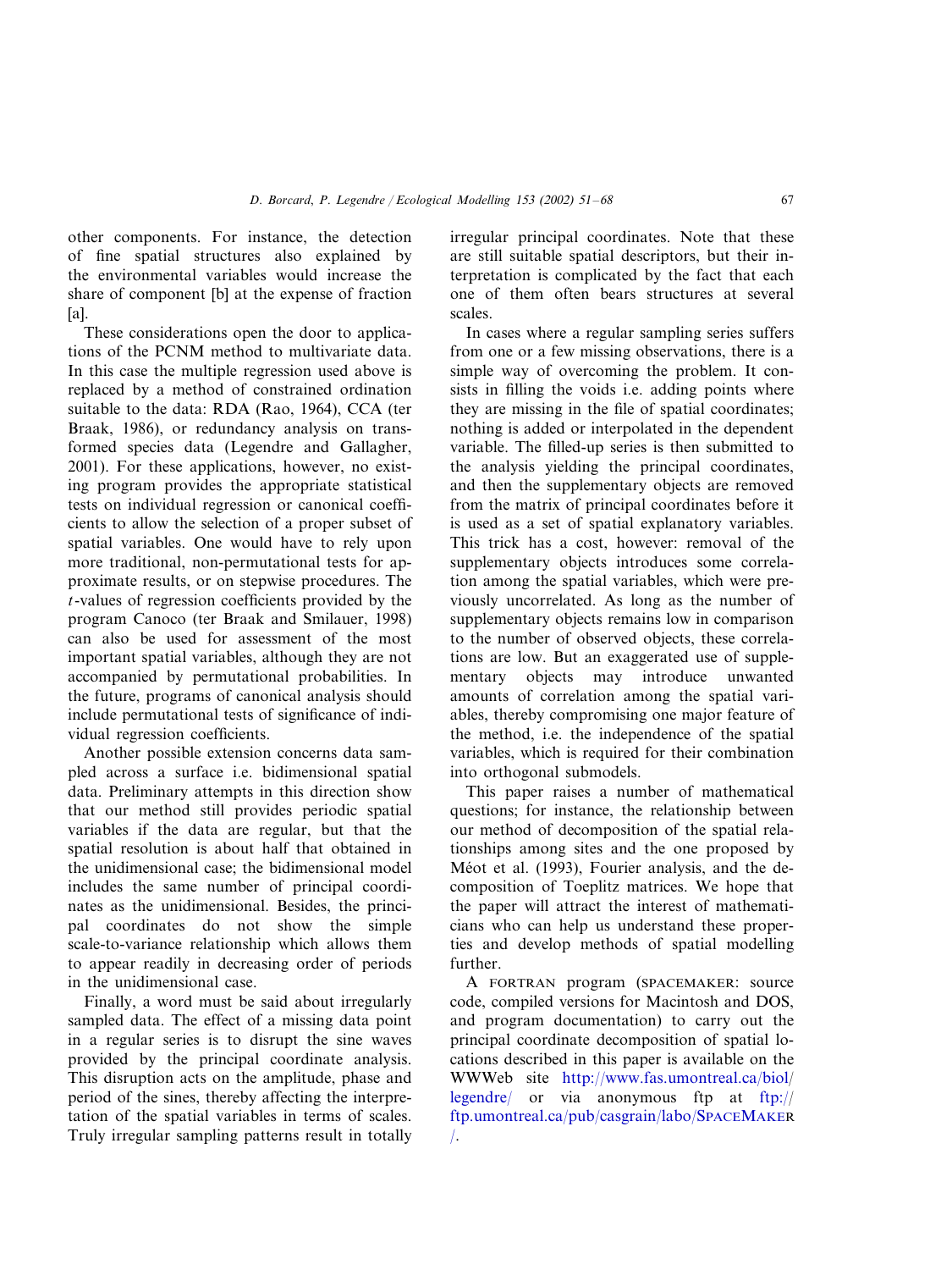other components. For instance, the detection of fine spatial structures also explained by the environmental variables would increase the share of component [b] at the expense of fraction [a].

These considerations open the door to applications of the PCNM method to multivariate data. In this case the multiple regression used above is replaced by a method of constrained ordination suitable to the data: RDA (Rao, 1964), CCA (ter Braak, 1986), or redundancy analysis on transformed species data (Legendre and Gallagher, 2001). For these applications, however, no existing program provides the appropriate statistical tests on individual regression or canonical coefficients to allow the selection of a proper subset of spatial variables. One would have to rely upon more traditional, non-permutational tests for approximate results, or on stepwise procedures. The $t$-values of regression coefficients provided by the program Canoco (ter Braak and Smilauer, 1998) can also be used for assessment of the most important spatial variables, although they are not accompanied by permutational probabilities. In the future, programs of canonical analysis should include permutational tests of significance of individual regression coefficients.

Another possible extension concerns data sampled across a surface i.e. bidimensional spatial data. Preliminary attempts in this direction show that our method still provides periodic spatial variables if the data are regular, but that the spatial resolution is about half that obtained in the unidimensional case; the bidimensional model includes the same number of principal coordinates as the unidimensional. Besides, the principal coordinates do not show the simple scale-to-variance relationship which allows them to appear readily in decreasing order of periods in the unidimensional case.

Finally, a word must be said about irregularly sampled data. The effect of a missing data point in a regular series is to disrupt the sine waves provided by the principal coordinate analysis. This disruption acts on the amplitude, phase and period of the sines, thereby affecting the interpretation of the spatial variables in terms of scales. Truly irregular sampling patterns result in totally irregular principal coordinates. Note that these are still suitable spatial descriptors, but their interpretation is complicated by the fact that each one of them often bears structures at several scales.

In cases where a regular sampling series suffers from one or a few missing observations, there is a simple way of overcoming the problem. It consists in filling the voids i.e. adding points where they are missing in the file of spatial coordinates; nothing is added or interpolated in the dependent variable. The filled-up series is then submitted to the analysis yielding the principal coordinates, and then the supplementary objects are removed from the matrix of principal coordinates before it is used as a set of spatial explanatory variables. This trick has a cost, however: removal of the supplementary objects introduces some correlation among the spatial variables, which were previously uncorrelated. As long as the number of supplementary objects remains low in comparison to the number of observed objects, these correlations are low. But an exaggerated use of supplementary objects may introduce unwanted amounts of correlation among the spatial variables, thereby compromising one major feature of the method, i.e. the independence of the spatial variables, which is required for their combination into orthogonal submodels.

This paper raises a number of mathematical questions; for instance, the relationship between our method of decomposition of the spatial relationships among sites and the one proposed by Méot et al. (1993), Fourier analysis, and the decomposition of Toeplitz matrices. We hope that the paper will attract the interest of mathematicians who can help us understand these properties and develop methods of spatial modelling further.

A FORTRAN program (SPACEMAKER: source code, compiled versions for Macintosh and DOS, and program documentation) to carry out the principal coordinate decomposition of spatial locations described in this paper is available on the WWWeb site http://www.fas.umontreal.ca/biol/legendre/ or via anonymous ftp at ftp://ftp.umontreal.ca/pub/casgrain/labo/SpaceMaker/.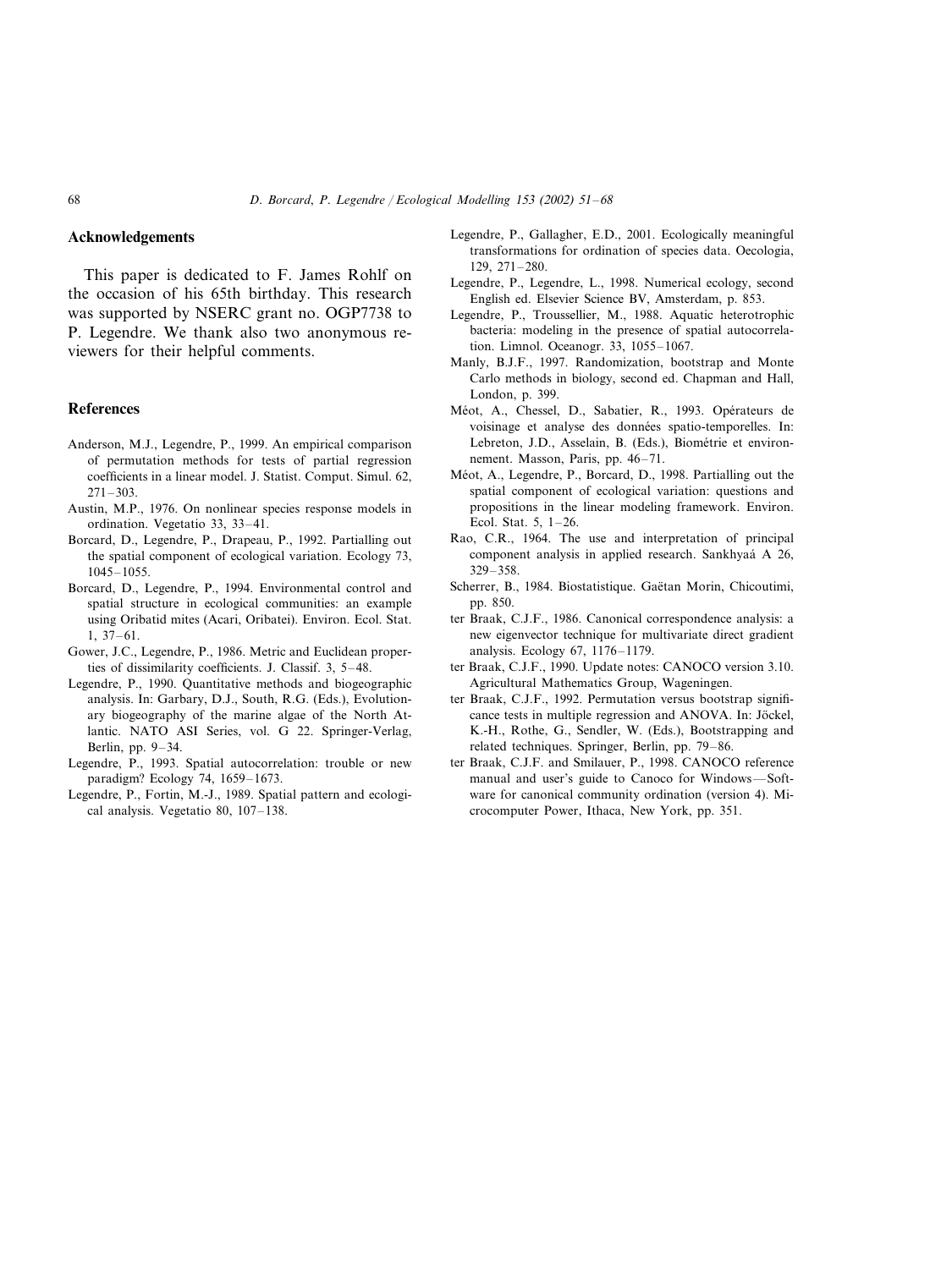## Acknowledgements

This paper is dedicated to F. James Rohlf on the occasion of his 65th birthday. This research was supported by NSERC grant no. OGP7738 to P. Legendre. We thank also two anonymous reviewers for their helpful comments.

## References

Anderson, M.J., Legendre, P., 1999. An empirical comparison of permutation methods for tests of partial regression coefficients in a linear model. J. Statist. Comput. Simul. 62, 271–303.

Austin, M.P., 1976. On nonlinear species response models in ordination. Vegetatio 33, 33–41.

Borcard, D., Legendre, P., Drapeau, P., 1992. Partialling out the spatial component of ecological variation. Ecology 73, 1045–1055.

Borcard, D., Legendre, P., 1994. Environmental control and spatial structure in ecological communities: an example using Oribatid mites (Acari, Oribatei). Environ. Ecol. Stat. 1, 37–61.

Gower, J.C., Legendre, P., 1986. Metric and Euclidean properties of dissimilarity coefficients. J. Classif. 3, 5–48.

Legendre, P., 1990. Quantitative methods and biogeographic analysis. In: Garbary, D.J., South, R.G. (Eds.), Evolutionary biogeography of the marine algae of the North Atlantic. NATO ASI Series, vol. G 22. Springer-Verlag, Berlin, pp. 9–34.

Legendre, P., 1993. Spatial autocorrelation: trouble or new paradigm? Ecology 74, 1659–1673.

Legendre, P., Fortin, M.-J., 1989. Spatial pattern and ecological analysis. Vegetatio 80, 107–138.

Legendre, P., Gallagher, E.D., 2001. Ecologically meaningful transformations for ordination of species data. Oecologia, 129, 271–280.

Legendre, P., Legendre, L., 1998. Numerical ecology, second English ed. Elsevier Science BV, Amsterdam, p. 853.

Legendre, P., Troussellier, M., 1988. Aquatic heterotrophic bacteria: modeling in the presence of spatial autocorrelation. Limnol. Oceanogr. 33, 1055–1067.

Manly, B.J.F., 1997. Randomization, bootstrap and Monte Carlo methods in biology, second ed. Chapman and Hall, London, p. 399.

Méot, A., Chessel, D., Sabatier, R., 1993. Opérateurs de voisinage et analyse des données spatio-temporelles. In: Lebreton, J.D., Asselain, B. (Eds.), Biométrie et environnement. Masson, Paris, pp. 46–71.

Méot, A., Legendre, P., Borcard, D., 1998. Partialling out the spatial component of ecological variation: questions and propositions in the linear modeling framework. Environ. Ecol. Stat. 5, 1–26.

Rao, C.R., 1964. The use and interpretation of principal component analysis in applied research. Sankhyaá A 26, 329–358.

Scherrer, B., 1984. Biostatistique. Gaëtan Morin, Chicoutimi, pp. 850.

ter Braak, C.J.F., 1986. Canonical correspondence analysis: a new eigenvector technique for multivariate direct gradient analysis. Ecology 67, 1176–1179.

ter Braak, C.J.F., 1990. Update notes: CANOCO version 3.10. Agricultural Mathematics Group, Wageningen.

ter Braak, C.J.F., 1992. Permutation versus bootstrap significance tests in multiple regression and ANOVA. In: Jöckel, K.-H., Rothe, G., Sendler, W. (Eds.), Bootstrapping and related techniques. Springer, Berlin, pp. 79–86.

ter Braak, C.J.F. and Smilauer, P., 1998. CANOCO reference manual and user's guide to Canoco for Windows—Software for canonical community ordination (version 4). Microcomputer Power, Ithaca, New York, pp. 351.